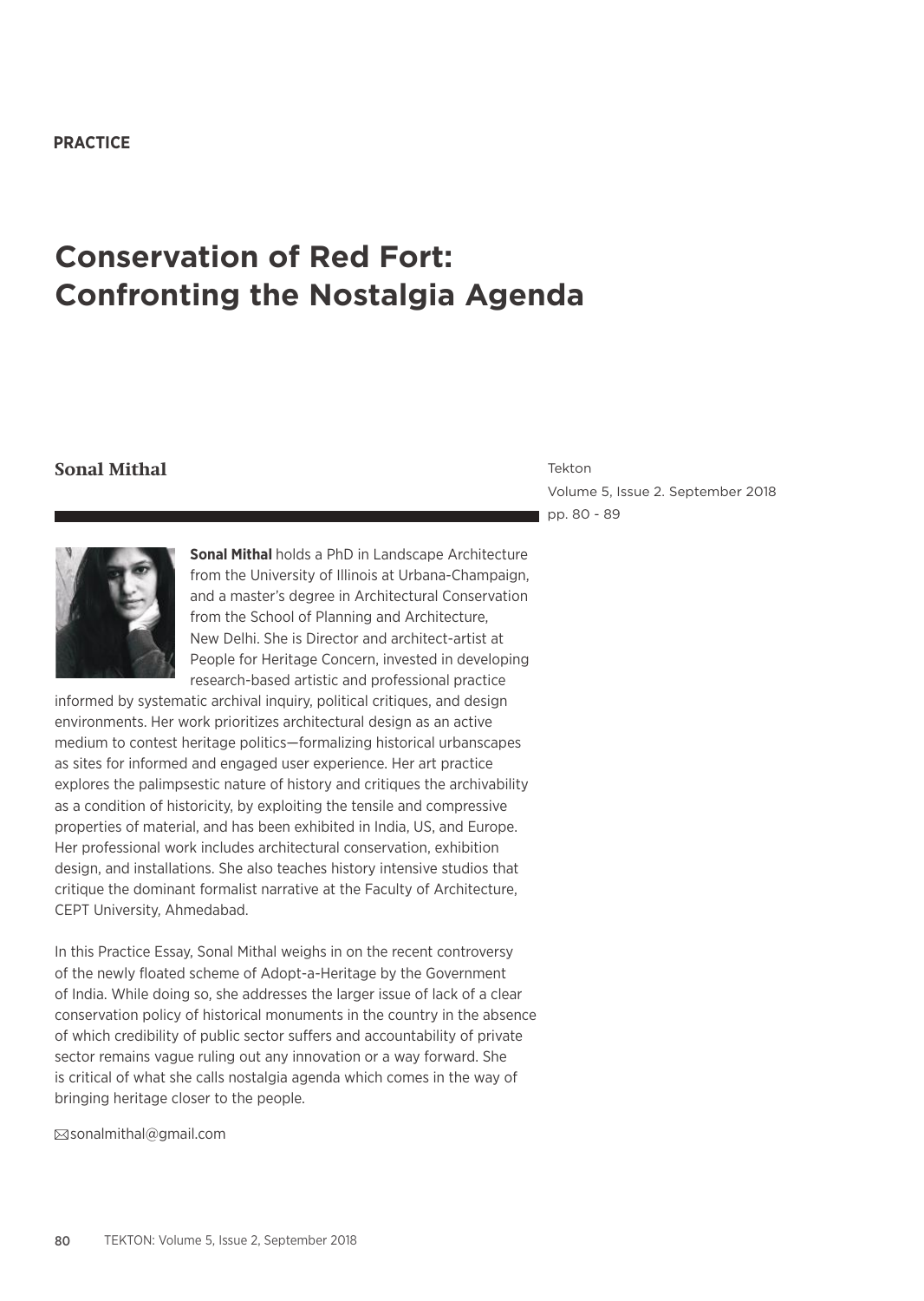**PRACTICE**

# Conservation of Red Fort: Confronting the Nostalgia Agenda

**Sonal Mithal**

Tekton
Volume 5, Issue 2. September 2018
pp. 80 - 89

**Sonal Mithal** holds a PhD in Landscape Architecture from the University of Illinois at Urbana-Champaign, and a master's degree in Architectural Conservation from the School of Planning and Architecture, New Delhi. She is Director and architect-artist at People for Heritage Concern, invested in developing research-based artistic and professional practice informed by systematic archival inquiry, political critiques, and design environments. Her work prioritizes architectural design as an active medium to contest heritage politics—formalizing historical urbanscapes as sites for informed and engaged user experience. Her art practice explores the palimpsestic nature of history and critiques the archivability as a condition of historicity, by exploiting the tensile and compressive properties of material, and has been exhibited in India, US, and Europe. Her professional work includes architectural conservation, exhibition design, and installations. She also teaches history intensive studios that critique the dominant formalist narrative at the Faculty of Architecture, CEPT University, Ahmedabad.

In this Practice Essay, Sonal Mithal weighs in on the recent controversy of the newly floated scheme of Adopt-a-Heritage by the Government of India. While doing so, she addresses the larger issue of lack of a clear conservation policy of historical monuments in the country in the absence of which credibility of public sector suffers and accountability of private sector remains vague ruling out any innovation or a way forward. She is critical of what she calls nostalgia agenda which comes in the way of bringing heritage closer to the people.

✉sonalmithal@gmail.com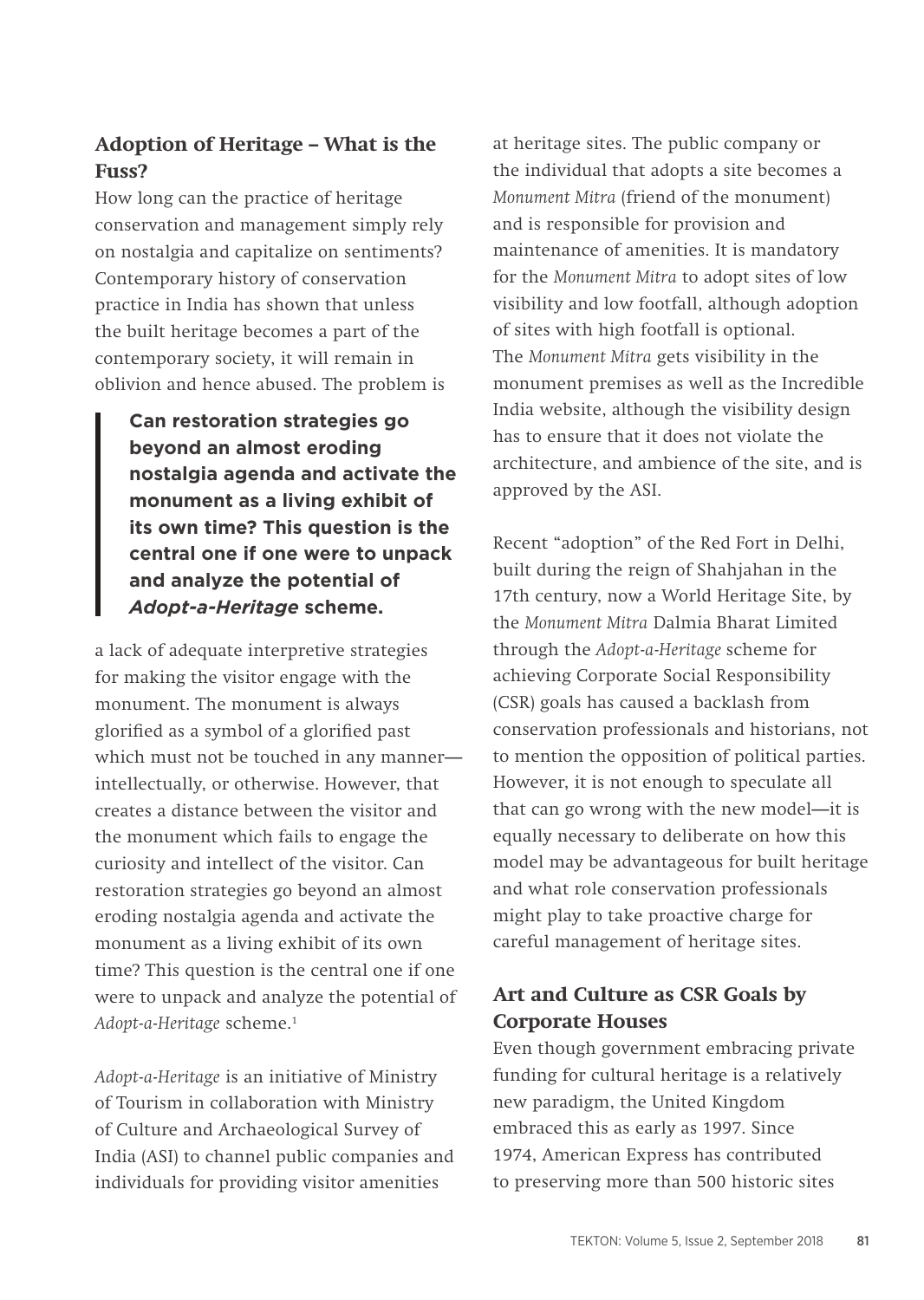## Adoption of Heritage – What is the Fuss?

How long can the practice of heritage conservation and management simply rely on nostalgia and capitalize on sentiments? Contemporary history of conservation practice in India has shown that unless the built heritage becomes a part of the contemporary society, it will remain in oblivion and hence abused. The problem is a lack of adequate interpretive strategies for making the visitor engage with the monument. The monument is always glorified as a symbol of a glorified past which must not be touched in any manner—intellectually, or otherwise. However, that creates a distance between the visitor and the monument which fails to engage the curiosity and intellect of the visitor. Can restoration strategies go beyond an almost eroding nostalgia agenda and activate the monument as a living exhibit of its own time? This question is the central one if one were to unpack and analyze the potential of *Adopt-a-Heritage* scheme.[1]

> **Can restoration strategies go beyond an almost eroding nostalgia agenda and activate the monument as a living exhibit of its own time? This question is the central one if one were to unpack and analyze the potential of *Adopt-a-Heritage* scheme.**

*Adopt-a-Heritage* is an initiative of Ministry of Tourism in collaboration with Ministry of Culture and Archaeological Survey of India (ASI) to channel public companies and individuals for providing visitor amenities at heritage sites. The public company or the individual that adopts a site becomes a *Monument Mitra* (friend of the monument) and is responsible for provision and maintenance of amenities. It is mandatory for the *Monument Mitra* to adopt sites of low visibility and low footfall, although adoption of sites with high footfall is optional. The *Monument Mitra* gets visibility in the monument premises as well as the Incredible India website, although the visibility design has to ensure that it does not violate the architecture, and ambience of the site, and is approved by the ASI.

Recent "adoption" of the Red Fort in Delhi, built during the reign of Shahjahan in the 17th century, now a World Heritage Site, by the *Monument Mitra* Dalmia Bharat Limited through the *Adopt-a-Heritage* scheme for achieving Corporate Social Responsibility (CSR) goals has caused a backlash from conservation professionals and historians, not to mention the opposition of political parties. However, it is not enough to speculate all that can go wrong with the new model—it is equally necessary to deliberate on how this model may be advantageous for built heritage and what role conservation professionals might play to take proactive charge for careful management of heritage sites.

## Art and Culture as CSR Goals by Corporate Houses

Even though government embracing private funding for cultural heritage is a relatively new paradigm, the United Kingdom embraced this as early as 1997. Since 1974, American Express has contributed to preserving more than 500 historic sites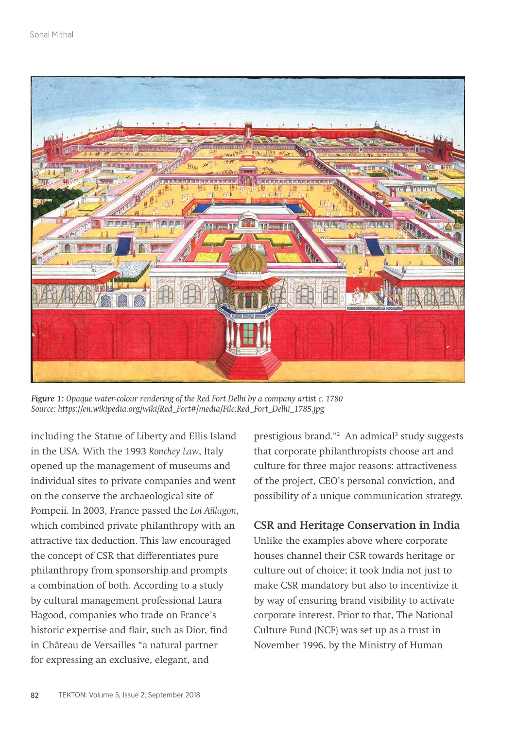*Figure 1: Opaque water-colour rendering of the Red Fort Delhi by a company artist c. 1780*
*Source: https://en.wikipedia.org/wiki/Red_Fort#/media/File:Red_Fort_Delhi_1785.jpg*

including the Statue of Liberty and Ellis Island in the USA. With the 1993 *Ronchey Law*, Italy opened up the management of museums and individual sites to private companies and went on the conserve the archaeological site of Pompeii. In 2003, France passed the *Loi Aillagon*, which combined private philanthropy with an attractive tax deduction. This law encouraged the concept of CSR that differentiates pure philanthropy from sponsorship and prompts a combination of both. According to a study by cultural management professional Laura Hagood, companies who trade on France's historic expertise and flair, such as Dior, find in Château de Versailles "a natural partner for expressing an exclusive, elegant, and prestigious brand."[2] An admical[3] study suggests that corporate philanthropists choose art and culture for three major reasons: attractiveness of the project, CEO's personal conviction, and possibility of a unique communication strategy.

## CSR and Heritage Conservation in India

Unlike the examples above where corporate houses channel their CSR towards heritage or culture out of choice; it took India not just to make CSR mandatory but also to incentivize it by way of ensuring brand visibility to activate corporate interest. Prior to that, The National Culture Fund (NCF) was set up as a trust in November 1996, by the Ministry of Human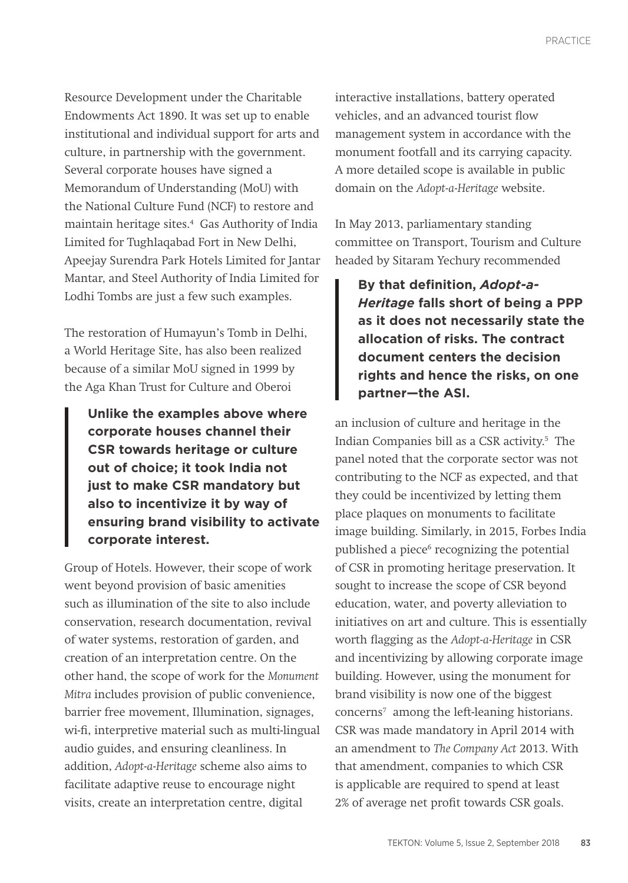Resource Development under the Charitable Endowments Act 1890. It was set up to enable institutional and individual support for arts and culture, in partnership with the government. Several corporate houses have signed a Memorandum of Understanding (MoU) with the National Culture Fund (NCF) to restore and maintain heritage sites.[4] Gas Authority of India Limited for Tughlaqabad Fort in New Delhi, Apeejay Surendra Park Hotels Limited for Jantar Mantar, and Steel Authority of India Limited for Lodhi Tombs are just a few such examples.

The restoration of Humayun's Tomb in Delhi, a World Heritage Site, has also been realized because of a similar MoU signed in 1999 by the Aga Khan Trust for Culture and Oberoi Group of Hotels. However, their scope of work went beyond provision of basic amenities such as illumination of the site to also include conservation, research documentation, revival of water systems, restoration of garden, and creation of an interpretation centre. On the other hand, the scope of work for the *Monument Mitra* includes provision of public convenience, barrier free movement, Illumination, signages, wi-fi, interpretive material such as multi-lingual audio guides, and ensuring cleanliness. In addition, *Adopt-a-Heritage* scheme also aims to facilitate adaptive reuse to encourage night visits, create an interpretation centre, digital interactive installations, battery operated vehicles, and an advanced tourist flow management system in accordance with the monument footfall and its carrying capacity. A more detailed scope is available in public domain on the *Adopt-a-Heritage* website.

> **Unlike the examples above where corporate houses channel their CSR towards heritage or culture out of choice; it took India not just to make CSR mandatory but also to incentivize it by way of ensuring brand visibility to activate corporate interest.**

In May 2013, parliamentary standing committee on Transport, Tourism and Culture headed by Sitaram Yechury recommended an inclusion of culture and heritage in the Indian Companies bill as a CSR activity.[5] The panel noted that the corporate sector was not contributing to the NCF as expected, and that they could be incentivized by letting them place plaques on monuments to facilitate image building. Similarly, in 2015, Forbes India published a piece[6] recognizing the potential of CSR in promoting heritage preservation. It sought to increase the scope of CSR beyond education, water, and poverty alleviation to initiatives on art and culture. This is essentially worth flagging as the *Adopt-a-Heritage* in CSR and incentivizing by allowing corporate image building. However, using the monument for brand visibility is now one of the biggest concerns[7] among the left-leaning historians. CSR was made mandatory in April 2014 with an amendment to *The Company Act* 2013. With that amendment, companies to which CSR is applicable are required to spend at least 2% of average net profit towards CSR goals.

> **By that definition, *Adopt-a-Heritage* falls short of being a PPP as it does not necessarily state the allocation of risks. The contract document centers the decision rights and hence the risks, on one partner—the ASI.**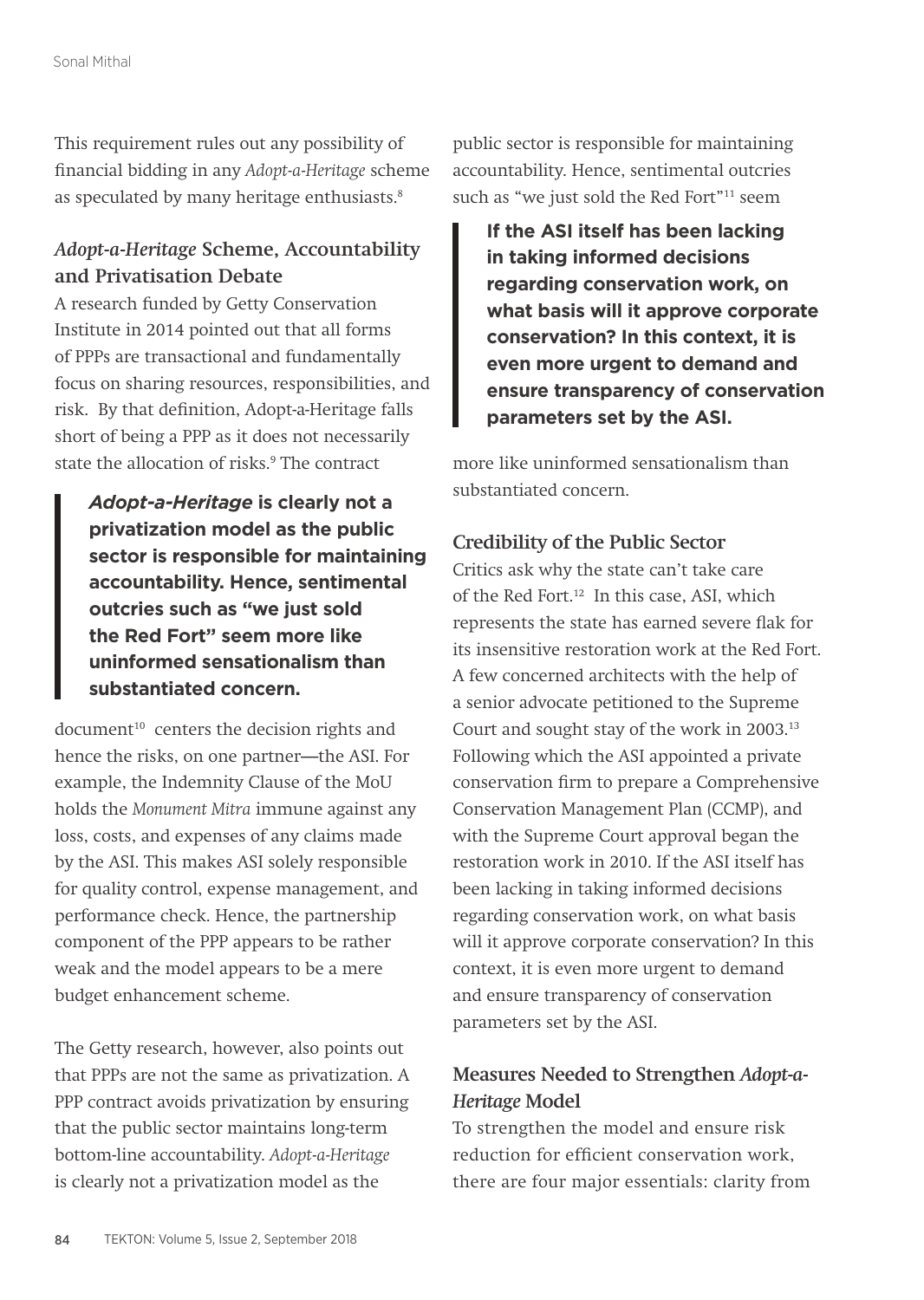This requirement rules out any possibility of financial bidding in any *Adopt-a-Heritage* scheme as speculated by many heritage enthusiasts.[8]

### *Adopt-a-Heritage* Scheme, Accountability and Privatisation Debate

A research funded by Getty Conservation Institute in 2014 pointed out that all forms of PPPs are transactional and fundamentally focus on sharing resources, responsibilities, and risk. By that definition, Adopt-a-Heritage falls short of being a PPP as it does not necessarily state the allocation of risks.[9] The contract document[10] centers the decision rights and hence the risks, on one partner—the ASI. For example, the Indemnity Clause of the MoU holds the *Monument Mitra* immune against any loss, costs, and expenses of any claims made by the ASI. This makes ASI solely responsible for quality control, expense management, and performance check. Hence, the partnership component of the PPP appears to be rather weak and the model appears to be a mere budget enhancement scheme.

> ***Adopt-a-Heritage* is clearly not a privatization model as the public sector is responsible for maintaining accountability. Hence, sentimental outcries such as "we just sold the Red Fort" seem more like uninformed sensationalism than substantiated concern.**

The Getty research, however, also points out that PPPs are not the same as privatization. A PPP contract avoids privatization by ensuring that the public sector maintains long-term bottom-line accountability. *Adopt-a-Heritage* is clearly not a privatization model as the public sector is responsible for maintaining accountability. Hence, sentimental outcries such as "we just sold the Red Fort"[11] seem more like uninformed sensationalism than substantiated concern.

> **If the ASI itself has been lacking in taking informed decisions regarding conservation work, on what basis will it approve corporate conservation? In this context, it is even more urgent to demand and ensure transparency of conservation parameters set by the ASI.**

### Credibility of the Public Sector

Critics ask why the state can't take care of the Red Fort.[12] In this case, ASI, which represents the state has earned severe flak for its insensitive restoration work at the Red Fort. A few concerned architects with the help of a senior advocate petitioned to the Supreme Court and sought stay of the work in 2003.[13] Following which the ASI appointed a private conservation firm to prepare a Comprehensive Conservation Management Plan (CCMP), and with the Supreme Court approval began the restoration work in 2010. If the ASI itself has been lacking in taking informed decisions regarding conservation work, on what basis will it approve corporate conservation? In this context, it is even more urgent to demand and ensure transparency of conservation parameters set by the ASI.

### Measures Needed to Strengthen *Adopt-a-Heritage* Model

To strengthen the model and ensure risk reduction for efficient conservation work, there are four major essentials: clarity from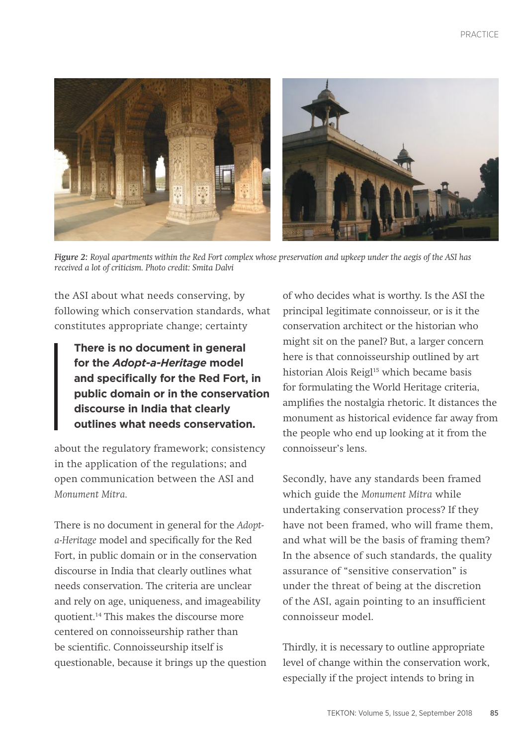*Figure 2: Royal apartments within the Red Fort complex whose preservation and upkeep under the aegis of the ASI has received a lot of criticism. Photo credit: Smita Dalvi*

the ASI about what needs conserving, by following which conservation standards, what constitutes appropriate change; certainty about the regulatory framework; consistency in the application of the regulations; and open communication between the ASI and *Monument Mitra.*

> **There is no document in general for the *Adopt-a-Heritage* model and specifically for the Red Fort, in public domain or in the conservation discourse in India that clearly outlines what needs conservation.**

There is no document in general for the *Adopt-a-Heritage* model and specifically for the Red Fort, in public domain or in the conservation discourse in India that clearly outlines what needs conservation. The criteria are unclear and rely on age, uniqueness, and imageability quotient.[14] This makes the discourse more centered on connoisseurship rather than be scientific. Connoisseurship itself is questionable, because it brings up the question of who decides what is worthy. Is the ASI the principal legitimate connoisseur, or is it the conservation architect or the historian who might sit on the panel? But, a larger concern here is that connoisseurship outlined by art historian Alois Reigl[15] which became basis for formulating the World Heritage criteria, amplifies the nostalgia rhetoric. It distances the monument as historical evidence far away from the people who end up looking at it from the connoisseur's lens.

Secondly, have any standards been framed which guide the *Monument Mitra* while undertaking conservation process? If they have not been framed, who will frame them, and what will be the basis of framing them? In the absence of such standards, the quality assurance of "sensitive conservation" is under the threat of being at the discretion of the ASI, again pointing to an insufficient connoisseur model.

Thirdly, it is necessary to outline appropriate level of change within the conservation work, especially if the project intends to bring in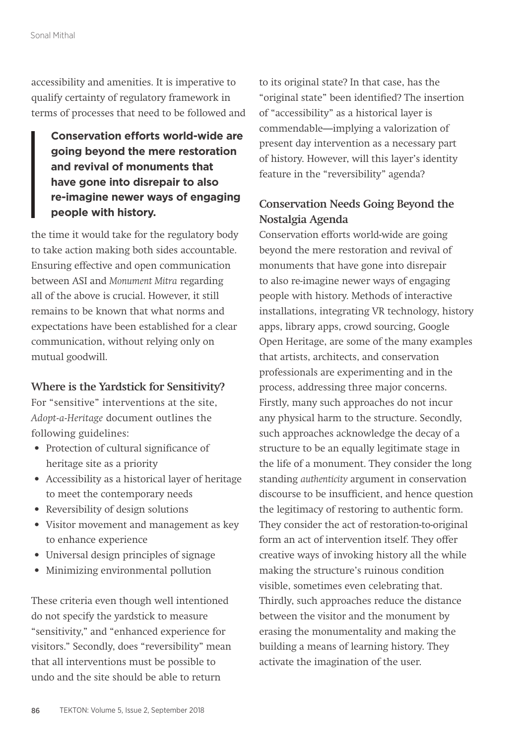accessibility and amenities. It is imperative to qualify certainty of regulatory framework in terms of processes that need to be followed and the time it would take for the regulatory body to take action making both sides accountable. Ensuring effective and open communication between ASI and *Monument Mitra* regarding all of the above is crucial. However, it still remains to be known that what norms and expectations have been established for a clear communication, without relying only on mutual goodwill.

> **Conservation efforts world-wide are going beyond the mere restoration and revival of monuments that have gone into disrepair to also re-imagine newer ways of engaging people with history.**

### Where is the Yardstick for Sensitivity?

For "sensitive" interventions at the site, *Adopt-a-Heritage* document outlines the following guidelines:

- Protection of cultural significance of heritage site as a priority
- Accessibility as a historical layer of heritage to meet the contemporary needs
- Reversibility of design solutions
- Visitor movement and management as key to enhance experience
- Universal design principles of signage
- Minimizing environmental pollution

These criteria even though well intentioned do not specify the yardstick to measure "sensitivity," and "enhanced experience for visitors." Secondly, does "reversibility" mean that all interventions must be possible to undo and the site should be able to return to its original state? In that case, has the "original state" been identified? The insertion of "accessibility" as a historical layer is commendable—implying a valorization of present day intervention as a necessary part of history. However, will this layer's identity feature in the "reversibility" agenda?

### Conservation Needs Going Beyond the Nostalgia Agenda

Conservation efforts world-wide are going beyond the mere restoration and revival of monuments that have gone into disrepair to also re-imagine newer ways of engaging people with history. Methods of interactive installations, integrating VR technology, history apps, library apps, crowd sourcing, Google Open Heritage, are some of the many examples that artists, architects, and conservation professionals are experimenting and in the process, addressing three major concerns. Firstly, many such approaches do not incur any physical harm to the structure. Secondly, such approaches acknowledge the decay of a structure to be an equally legitimate stage in the life of a monument. They consider the long standing *authenticity* argument in conservation discourse to be insufficient, and hence question the legitimacy of restoring to authentic form. They consider the act of restoration-to-original form an act of intervention itself. They offer creative ways of invoking history all the while making the structure's ruinous condition visible, sometimes even celebrating that. Thirdly, such approaches reduce the distance between the visitor and the monument by erasing the monumentality and making the building a means of learning history. They activate the imagination of the user.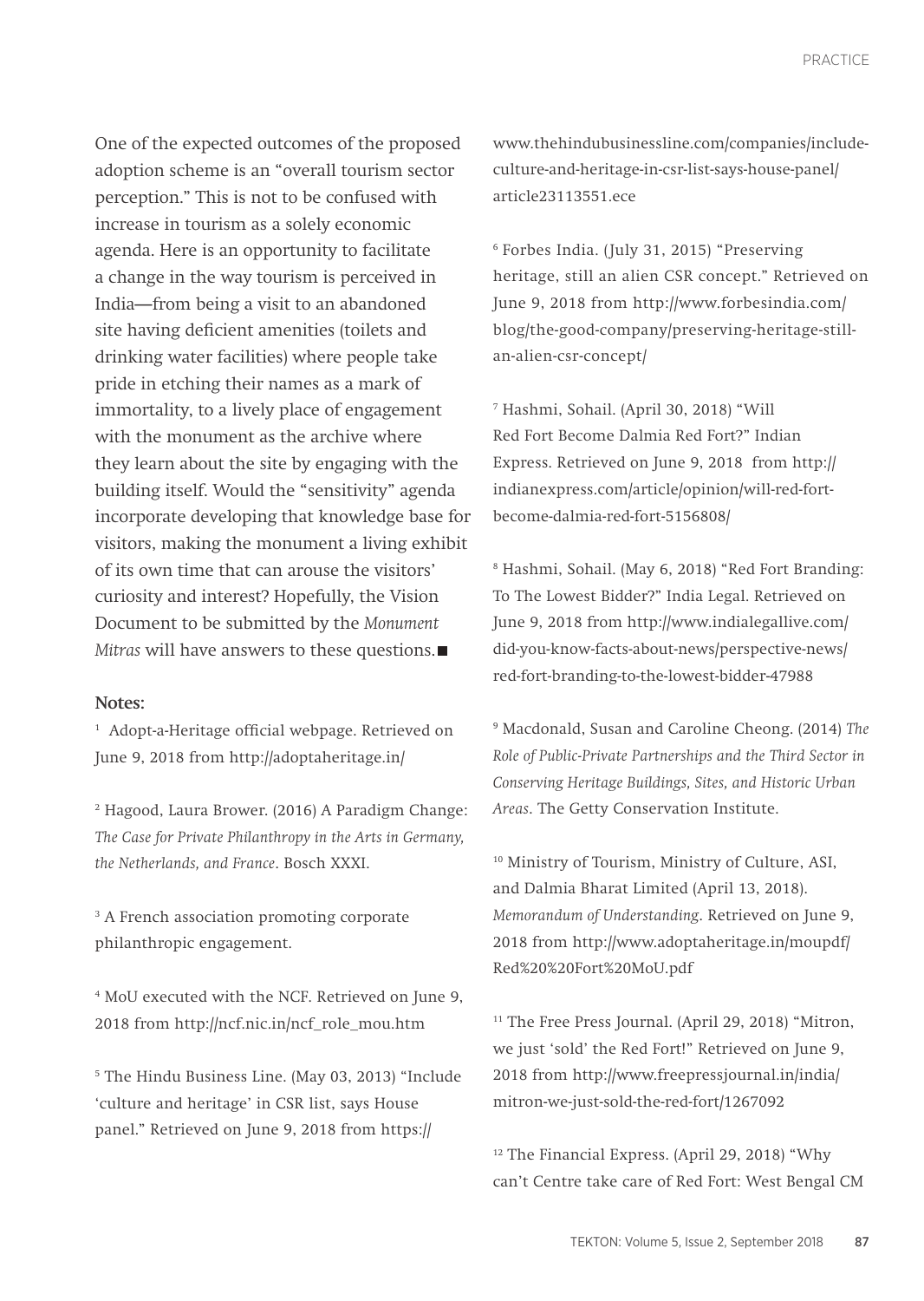One of the expected outcomes of the proposed adoption scheme is an "overall tourism sector perception." This is not to be confused with increase in tourism as a solely economic agenda. Here is an opportunity to facilitate a change in the way tourism is perceived in India—from being a visit to an abandoned site having deficient amenities (toilets and drinking water facilities) where people take pride in etching their names as a mark of immortality, to a lively place of engagement with the monument as the archive where they learn about the site by engaging with the building itself. Would the "sensitivity" agenda incorporate developing that knowledge base for visitors, making the monument a living exhibit of its own time that can arouse the visitors' curiosity and interest? Hopefully, the Vision Document to be submitted by the *Monument Mitras* will have answers to these questions. ■

**Notes:**

[1] Adopt-a-Heritage official webpage. Retrieved on June 9, 2018 from http://adoptaheritage.in/

[2] Hagood, Laura Brower. (2016) A Paradigm Change: *The Case for Private Philanthropy in the Arts in Germany, the Netherlands, and France*. Bosch XXXI.

[3] A French association promoting corporate philanthropic engagement.

[4] MoU executed with the NCF. Retrieved on June 9, 2018 from http://ncf.nic.in/ncf_role_mou.htm

[5] The Hindu Business Line. (May 03, 2013) "Include 'culture and heritage' in CSR list, says House panel." Retrieved on June 9, 2018 from https://www.thehindubusinessline.com/companies/include-culture-and-heritage-in-csr-list-says-house-panel/article23113551.ece

[6] Forbes India. (July 31, 2015) "Preserving heritage, still an alien CSR concept." Retrieved on June 9, 2018 from http://www.forbesindia.com/blog/the-good-company/preserving-heritage-still-an-alien-csr-concept/

[7] Hashmi, Sohail. (April 30, 2018) "Will Red Fort Become Dalmia Red Fort?" Indian Express. Retrieved on June 9, 2018 from http://indianexpress.com/article/opinion/will-red-fort-become-dalmia-red-fort-5156808/

[8] Hashmi, Sohail. (May 6, 2018) "Red Fort Branding: To The Lowest Bidder?" India Legal. Retrieved on June 9, 2018 from http://www.indialegallive.com/did-you-know-facts-about-news/perspective-news/red-fort-branding-to-the-lowest-bidder-47988

[9] Macdonald, Susan and Caroline Cheong. (2014) *The Role of Public-Private Partnerships and the Third Sector in Conserving Heritage Buildings, Sites, and Historic Urban Areas*. The Getty Conservation Institute.

[10] Ministry of Tourism, Ministry of Culture, ASI, and Dalmia Bharat Limited (April 13, 2018). *Memorandum of Understanding*. Retrieved on June 9, 2018 from http://www.adoptaheritage.in/moupdf/Red%20%20Fort%20MoU.pdf

[11] The Free Press Journal. (April 29, 2018) "Mitron, we just 'sold' the Red Fort!" Retrieved on June 9, 2018 from http://www.freepressjournal.in/india/mitron-we-just-sold-the-red-fort/1267092

[12] The Financial Express. (April 29, 2018) "Why can't Centre take care of Red Fort: West Bengal CM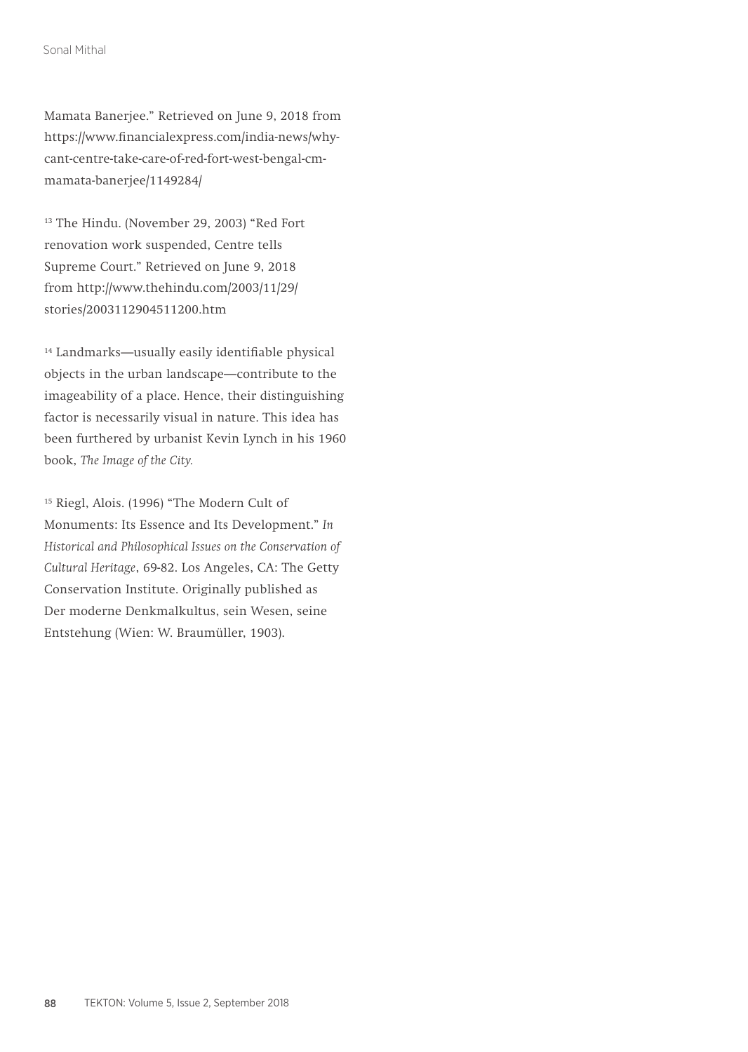Mamata Banerjee." Retrieved on June 9, 2018 from https://www.financialexpress.com/india-news/why-cant-centre-take-care-of-red-fort-west-bengal-cm-mamata-banerjee/1149284/

[13] The Hindu. (November 29, 2003) "Red Fort renovation work suspended, Centre tells Supreme Court." Retrieved on June 9, 2018 from http://www.thehindu.com/2003/11/29/stories/2003112904511200.htm

[14] Landmarks—usually easily identifiable physical objects in the urban landscape—contribute to the imageability of a place. Hence, their distinguishing factor is necessarily visual in nature. This idea has been furthered by urbanist Kevin Lynch in his 1960 book, *The Image of the City.*

[15] Riegl, Alois. (1996) "The Modern Cult of Monuments: Its Essence and Its Development." *In Historical and Philosophical Issues on the Conservation of Cultural Heritage*, 69-82. Los Angeles, CA: The Getty Conservation Institute. Originally published as Der moderne Denkmalkultus, sein Wesen, seine Entstehung (Wien: W. Braumüller, 1903).